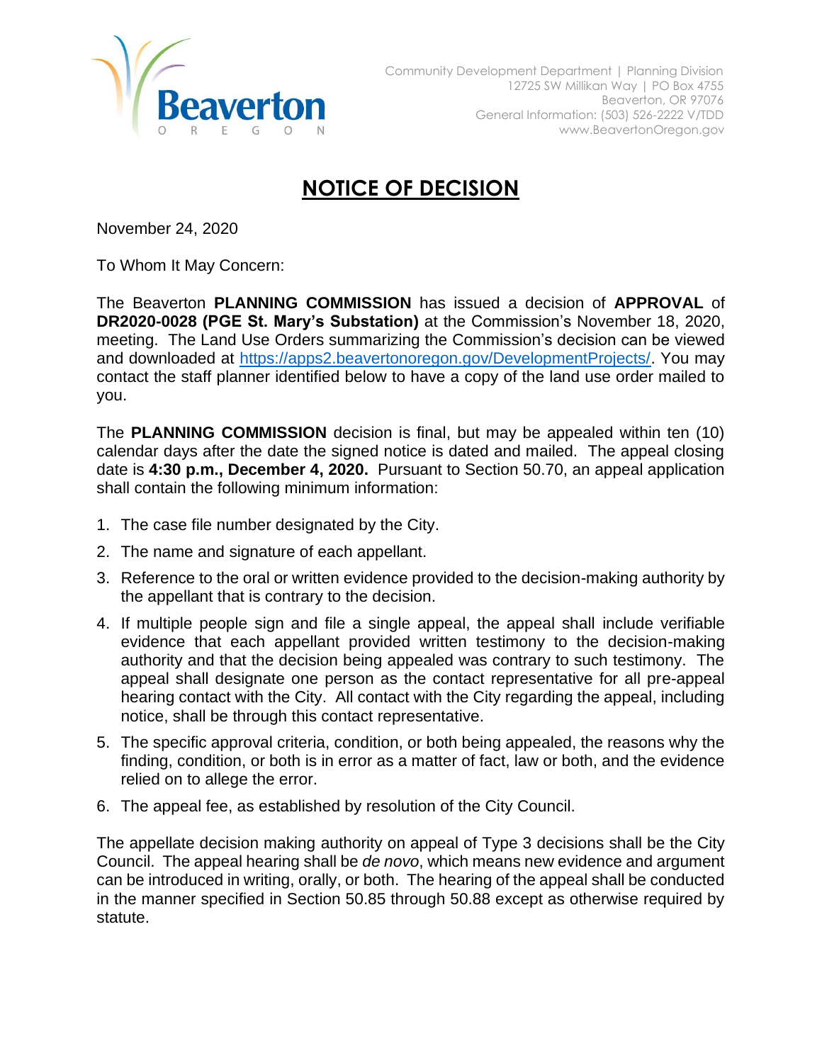Beaverton
OREGON

Community Development Department | Planning Division
12725 SW Millikan Way | PO Box 4755
Beaverton, OR 97076
General Information: (503) 526-2222 V/TDD
www.BeavertonOregon.gov

# NOTICE OF DECISION

November 24, 2020

To Whom It May Concern:

The Beaverton **PLANNING COMMISSION** has issued a decision of **APPROVAL** of **DR2020-0028 (PGE St. Mary's Substation)** at the Commission's November 18, 2020, meeting. The Land Use Orders summarizing the Commission's decision can be viewed and downloaded at [https://apps2.beavertonoregon.gov/DevelopmentProjects/](https://apps2.beavertonoregon.gov/DevelopmentProjects/). You may contact the staff planner identified below to have a copy of the land use order mailed to you.

The **PLANNING COMMISSION** decision is final, but may be appealed within ten (10) calendar days after the date the signed notice is dated and mailed. The appeal closing date is **4:30 p.m., December 4, 2020.** Pursuant to Section 50.70, an appeal application shall contain the following minimum information:

1. The case file number designated by the City.
2. The name and signature of each appellant.
3. Reference to the oral or written evidence provided to the decision-making authority by the appellant that is contrary to the decision.
4. If multiple people sign and file a single appeal, the appeal shall include verifiable evidence that each appellant provided written testimony to the decision-making authority and that the decision being appealed was contrary to such testimony. The appeal shall designate one person as the contact representative for all pre-appeal hearing contact with the City. All contact with the City regarding the appeal, including notice, shall be through this contact representative.
5. The specific approval criteria, condition, or both being appealed, the reasons why the finding, condition, or both is in error as a matter of fact, law or both, and the evidence relied on to allege the error.
6. The appeal fee, as established by resolution of the City Council.

The appellate decision making authority on appeal of Type 3 decisions shall be the City Council. The appeal hearing shall be *de novo*, which means new evidence and argument can be introduced in writing, orally, or both. The hearing of the appeal shall be conducted in the manner specified in Section 50.85 through 50.88 except as otherwise required by statute.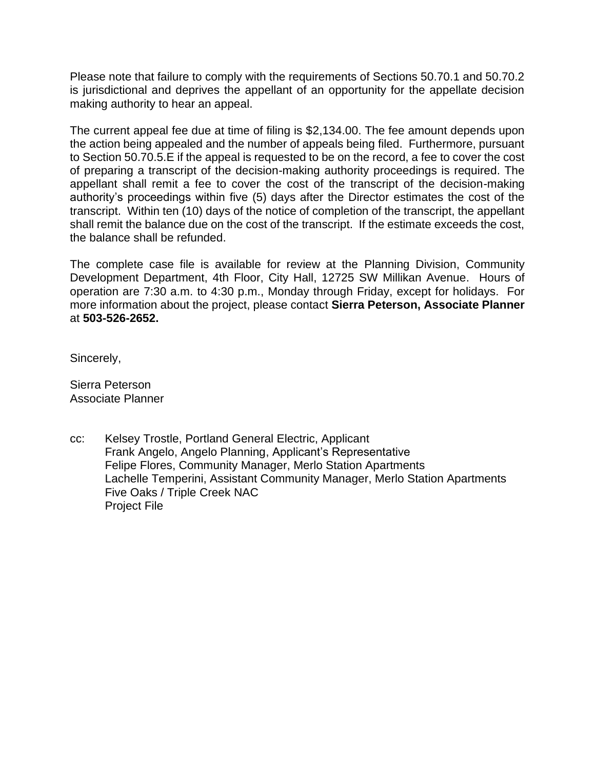Please note that failure to comply with the requirements of Sections 50.70.1 and 50.70.2 is jurisdictional and deprives the appellant of an opportunity for the appellate decision making authority to hear an appeal.

The current appeal fee due at time of filing is $2,134.00. The fee amount depends upon the action being appealed and the number of appeals being filed. Furthermore, pursuant to Section 50.70.5.E if the appeal is requested to be on the record, a fee to cover the cost of preparing a transcript of the decision-making authority proceedings is required. The appellant shall remit a fee to cover the cost of the transcript of the decision-making authority's proceedings within five (5) days after the Director estimates the cost of the transcript. Within ten (10) days of the notice of completion of the transcript, the appellant shall remit the balance due on the cost of the transcript. If the estimate exceeds the cost, the balance shall be refunded.

The complete case file is available for review at the Planning Division, Community Development Department, 4th Floor, City Hall, 12725 SW Millikan Avenue. Hours of operation are 7:30 a.m. to 4:30 p.m., Monday through Friday, except for holidays. For more information about the project, please contact **Sierra Peterson, Associate Planner** at **503-526-2652.**

Sincerely,

Sierra Peterson
Associate Planner

cc: Kelsey Trostle, Portland General Electric, Applicant
Frank Angelo, Angelo Planning, Applicant's Representative
Felipe Flores, Community Manager, Merlo Station Apartments
Lachelle Temperini, Assistant Community Manager, Merlo Station Apartments
Five Oaks / Triple Creek NAC
Project File